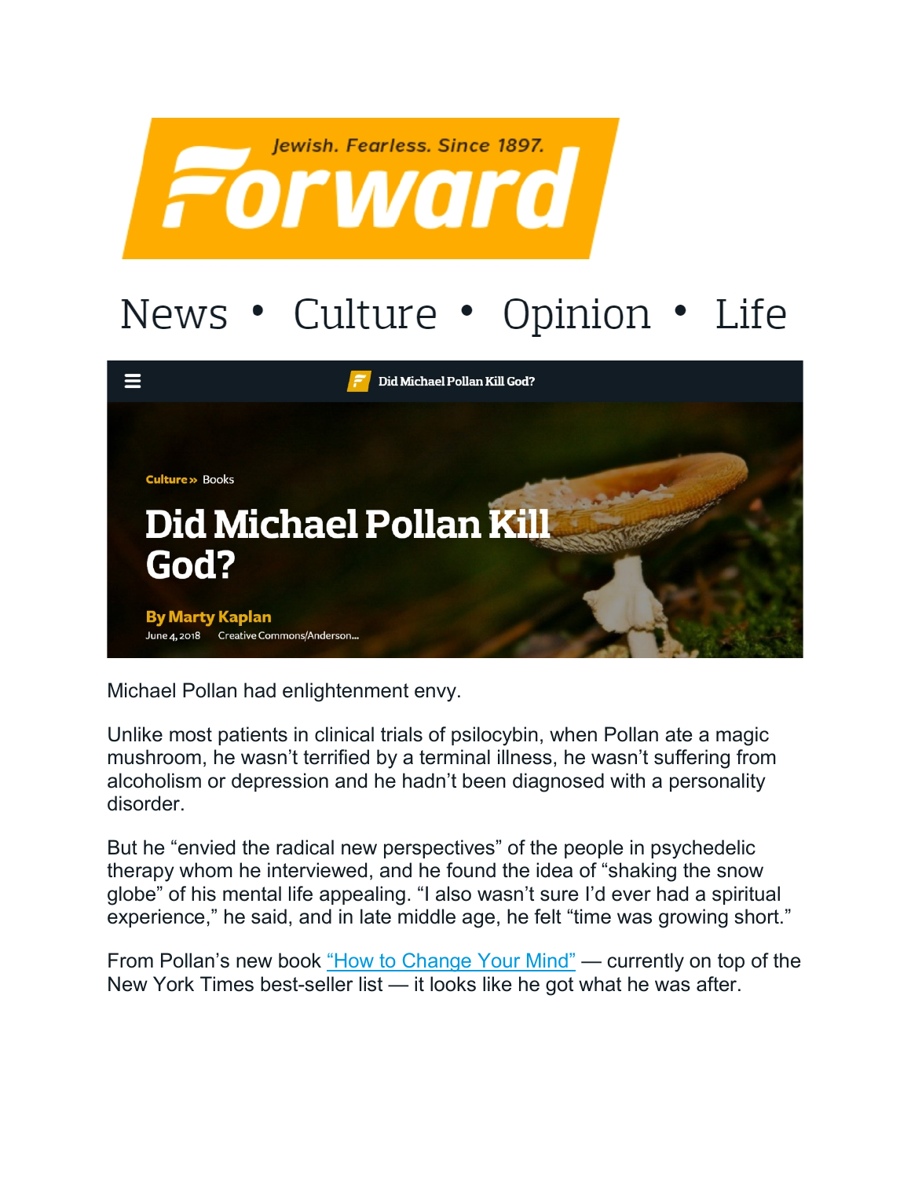Jewish. Fearless. Since 1897.

# Forward

News • Culture • Opinion • Life

Culture » Books

# Did Michael Pollan Kill God?

**By Marty Kaplan**

June 4, 2018 Creative Commons/Anderson...

Michael Pollan had enlightenment envy.

Unlike most patients in clinical trials of psilocybin, when Pollan ate a magic mushroom, he wasn't terrified by a terminal illness, he wasn't suffering from alcoholism or depression and he hadn't been diagnosed with a personality disorder.

But he "envied the radical new perspectives" of the people in psychedelic therapy whom he interviewed, and he found the idea of "shaking the snow globe" of his mental life appealing. "I also wasn't sure I'd ever had a spiritual experience," he said, and in late middle age, he felt "time was growing short."

From Pollan's new book "How to Change Your Mind" — currently on top of the New York Times best-seller list — it looks like he got what he was after.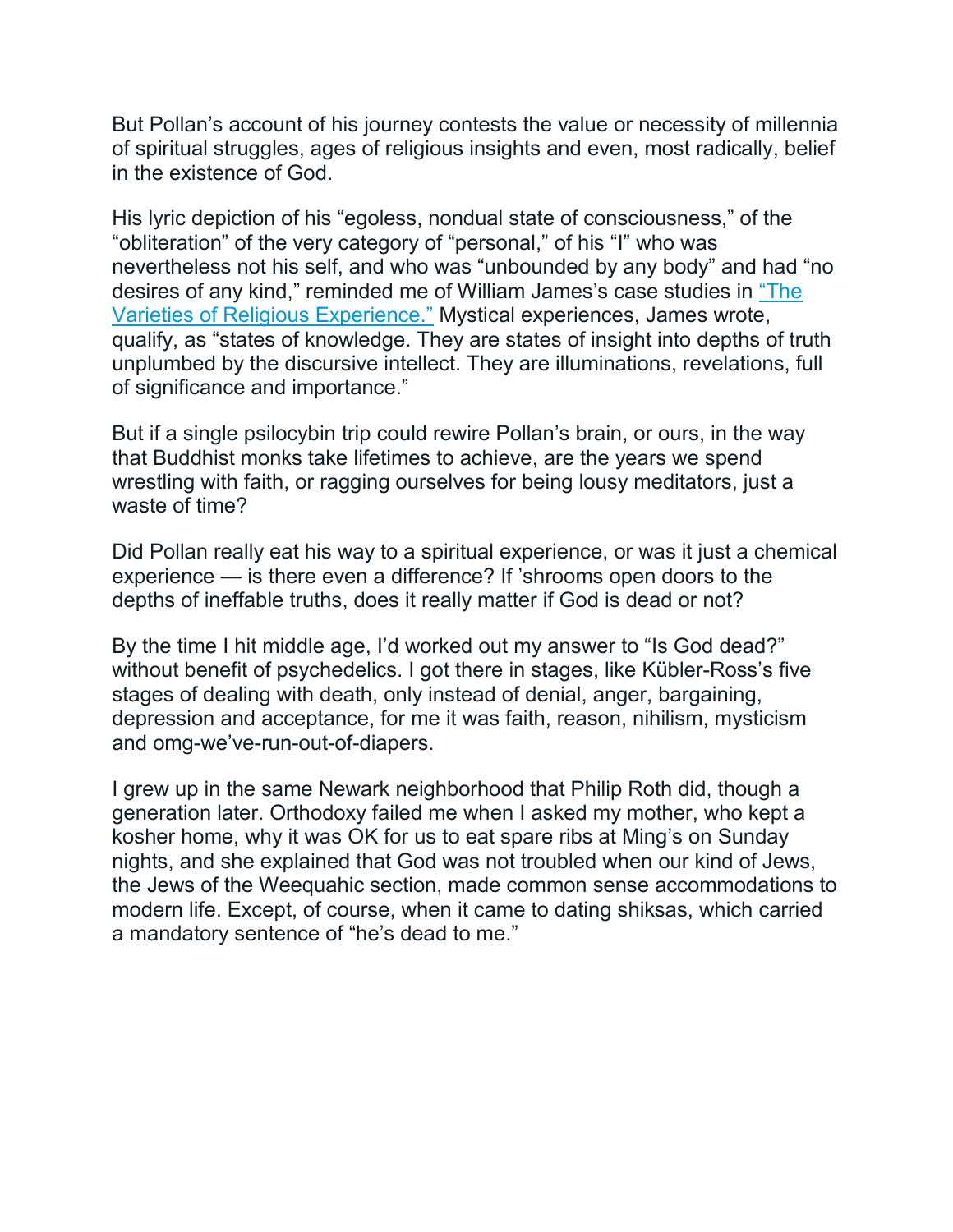But Pollan's account of his journey contests the value or necessity of millennia of spiritual struggles, ages of religious insights and even, most radically, belief in the existence of God.

His lyric depiction of his "egoless, nondual state of consciousness," of the "obliteration" of the very category of "personal," of his "I" who was nevertheless not his self, and who was "unbounded by any body" and had "no desires of any kind," reminded me of William James's case studies in [“The Varieties of Religious Experience.”] Mystical experiences, James wrote, qualify, as "states of knowledge. They are states of insight into depths of truth unplumbed by the discursive intellect. They are illuminations, revelations, full of significance and importance."

But if a single psilocybin trip could rewire Pollan's brain, or ours, in the way that Buddhist monks take lifetimes to achieve, are the years we spend wrestling with faith, or ragging ourselves for being lousy meditators, just a waste of time?

Did Pollan really eat his way to a spiritual experience, or was it just a chemical experience — is there even a difference? If 'shrooms open doors to the depths of ineffable truths, does it really matter if God is dead or not?

By the time I hit middle age, I'd worked out my answer to "Is God dead?" without benefit of psychedelics. I got there in stages, like Kübler-Ross's five stages of dealing with death, only instead of denial, anger, bargaining, depression and acceptance, for me it was faith, reason, nihilism, mysticism and omg-we've-run-out-of-diapers.

I grew up in the same Newark neighborhood that Philip Roth did, though a generation later. Orthodoxy failed me when I asked my mother, who kept a kosher home, why it was OK for us to eat spare ribs at Ming's on Sunday nights, and she explained that God was not troubled when our kind of Jews, the Jews of the Weequahic section, made common sense accommodations to modern life. Except, of course, when it came to dating shiksas, which carried a mandatory sentence of "he's dead to me."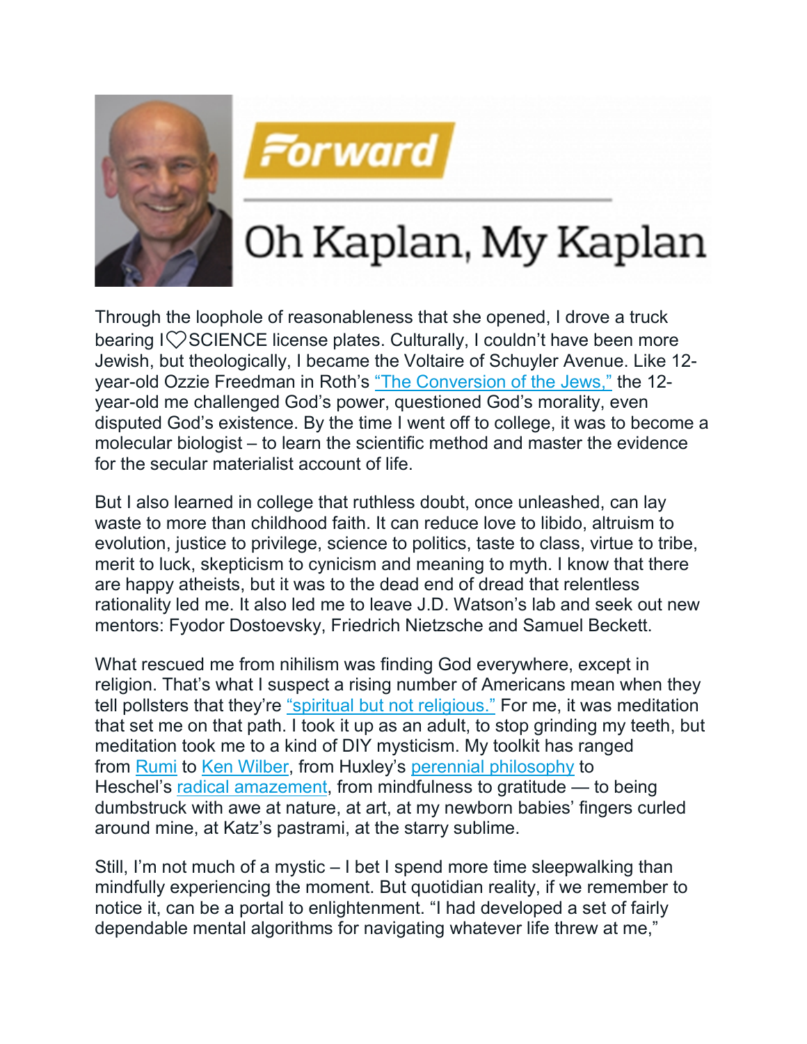# Oh Kaplan, My Kaplan

Through the loophole of reasonableness that she opened, I drove a truck bearing I♡SCIENCE license plates. Culturally, I couldn't have been more Jewish, but theologically, I became the Voltaire of Schuyler Avenue. Like 12-year-old Ozzie Freedman in Roth's "The Conversion of the Jews," the 12-year-old me challenged God's power, questioned God's morality, even disputed God's existence. By the time I went off to college, it was to become a molecular biologist – to learn the scientific method and master the evidence for the secular materialist account of life.

But I also learned in college that ruthless doubt, once unleashed, can lay waste to more than childhood faith. It can reduce love to libido, altruism to evolution, justice to privilege, science to politics, taste to class, virtue to tribe, merit to luck, skepticism to cynicism and meaning to myth. I know that there are happy atheists, but it was to the dead end of dread that relentless rationality led me. It also led me to leave J.D. Watson's lab and seek out new mentors: Fyodor Dostoevsky, Friedrich Nietzsche and Samuel Beckett.

What rescued me from nihilism was finding God everywhere, except in religion. That's what I suspect a rising number of Americans mean when they tell pollsters that they're "spiritual but not religious." For me, it was meditation that set me on that path. I took it up as an adult, to stop grinding my teeth, but meditation took me to a kind of DIY mysticism. My toolkit has ranged from Rumi to Ken Wilber, from Huxley's perennial philosophy to Heschel's radical amazement, from mindfulness to gratitude — to being dumbstruck with awe at nature, at art, at my newborn babies' fingers curled around mine, at Katz's pastrami, at the starry sublime.

Still, I'm not much of a mystic – I bet I spend more time sleepwalking than mindfully experiencing the moment. But quotidian reality, if we remember to notice it, can be a portal to enlightenment. "I had developed a set of fairly dependable mental algorithms for navigating whatever life threw at me,"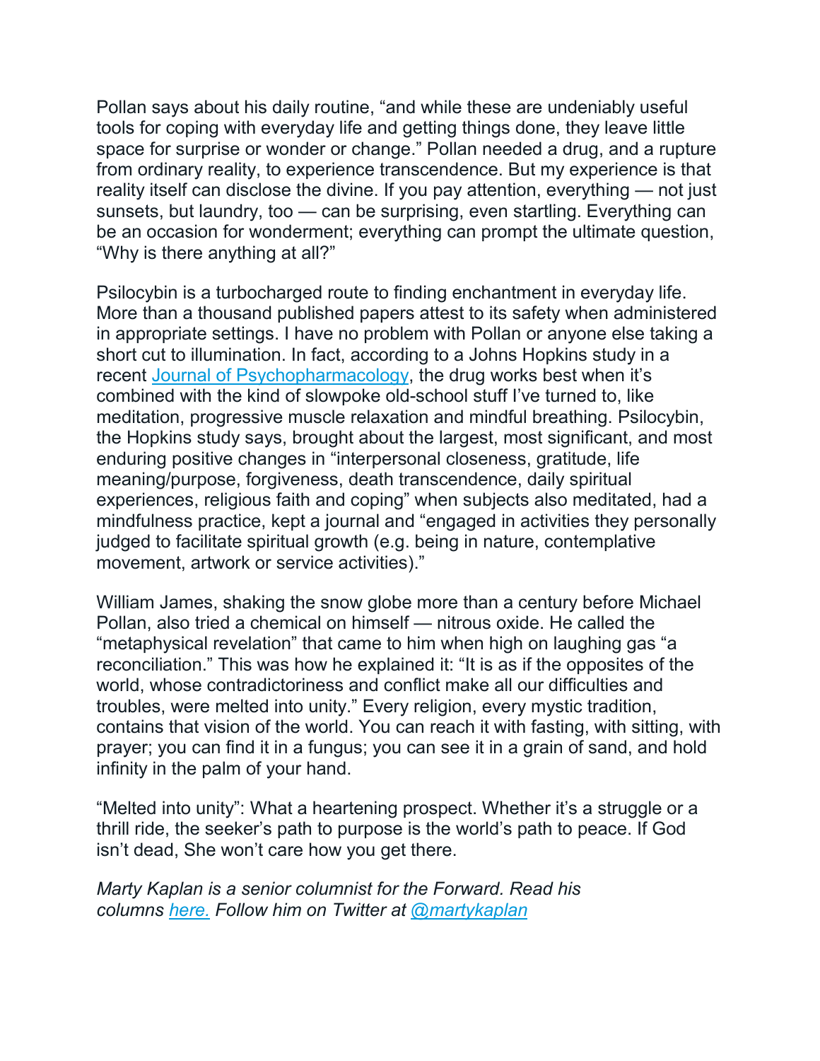Pollan says about his daily routine, "and while these are undeniably useful tools for coping with everyday life and getting things done, they leave little space for surprise or wonder or change." Pollan needed a drug, and a rupture from ordinary reality, to experience transcendence. But my experience is that reality itself can disclose the divine. If you pay attention, everything — not just sunsets, but laundry, too — can be surprising, even startling. Everything can be an occasion for wonderment; everything can prompt the ultimate question, "Why is there anything at all?"

Psilocybin is a turbocharged route to finding enchantment in everyday life. More than a thousand published papers attest to its safety when administered in appropriate settings. I have no problem with Pollan or anyone else taking a short cut to illumination. In fact, according to a Johns Hopkins study in a recent [Journal of Psychopharmacology](), the drug works best when it's combined with the kind of slowpoke old-school stuff I've turned to, like meditation, progressive muscle relaxation and mindful breathing. Psilocybin, the Hopkins study says, brought about the largest, most significant, and most enduring positive changes in "interpersonal closeness, gratitude, life meaning/purpose, forgiveness, death transcendence, daily spiritual experiences, religious faith and coping" when subjects also meditated, had a mindfulness practice, kept a journal and "engaged in activities they personally judged to facilitate spiritual growth (e.g. being in nature, contemplative movement, artwork or service activities)."

William James, shaking the snow globe more than a century before Michael Pollan, also tried a chemical on himself — nitrous oxide. He called the "metaphysical revelation" that came to him when high on laughing gas "a reconciliation." This was how he explained it: "It is as if the opposites of the world, whose contradictoriness and conflict make all our difficulties and troubles, were melted into unity." Every religion, every mystic tradition, contains that vision of the world. You can reach it with fasting, with sitting, with prayer; you can find it in a fungus; you can see it in a grain of sand, and hold infinity in the palm of your hand.

"Melted into unity": What a heartening prospect. Whether it's a struggle or a thrill ride, the seeker's path to purpose is the world's path to peace. If God isn't dead, She won't care how you get there.

*Marty Kaplan is a senior columnist for the Forward. Read his columns [here.]() Follow him on Twitter at [@martykaplan]()*